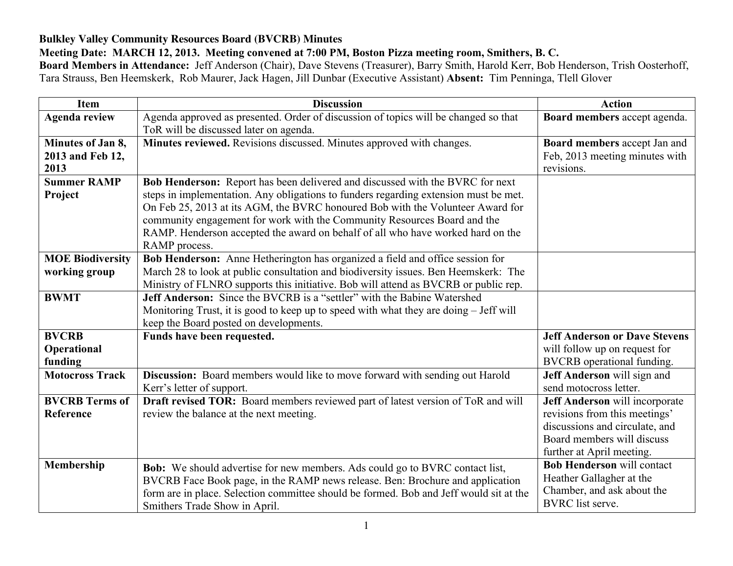**Bulkley Valley Community Resources Board (BVCRB) Minutes**

**Meeting Date: MARCH 12, 2013. Meeting convened at 7:00 PM, Boston Pizza meeting room, Smithers, B. C.**

**Board Members in Attendance:** Jeff Anderson (Chair), Dave Stevens (Treasurer), Barry Smith, Harold Kerr, Bob Henderson, Trish Oosterhoff, Tara Strauss, Ben Heemskerk, Rob Maurer, Jack Hagen, Jill Dunbar (Executive Assistant) **Absent:** Tim Penninga, Tlell Glover

| Item | Discussion | Action |
|---|---|---|
| **Agenda review** | Agenda approved as presented. Order of discussion of topics will be changed so that ToR will be discussed later on agenda. | **Board members** accept agenda. |
| **Minutes of Jan 8, 2013 and Feb 12, 2013** | **Minutes reviewed.** Revisions discussed. Minutes approved with changes. | **Board members** accept Jan and Feb, 2013 meeting minutes with revisions. |
| **Summer RAMP Project** | **Bob Henderson:** Report has been delivered and discussed with the BVRC for next steps in implementation. Any obligations to funders regarding extension must be met. On Feb 25, 2013 at its AGM, the BVRC honoured Bob with the Volunteer Award for community engagement for work with the Community Resources Board and the RAMP. Henderson accepted the award on behalf of all who have worked hard on the RAMP process. | |
| **MOE Biodiversity working group** | **Bob Henderson:** Anne Hetherington has organized a field and office session for March 28 to look at public consultation and biodiversity issues. Ben Heemskerk: The Ministry of FLNRO supports this initiative. Bob will attend as BVCRB or public rep. | |
| **BWMT** | **Jeff Anderson:** Since the BVCRB is a "settler" with the Babine Watershed Monitoring Trust, it is good to keep up to speed with what they are doing – Jeff will keep the Board posted on developments. | |
| **BVCRB Operational funding** | **Funds have been requested.** | **Jeff Anderson or Dave Stevens** will follow up on request for BVCRB operational funding. |
| **Motocross Track** | **Discussion:** Board members would like to move forward with sending out Harold Kerr's letter of support. | **Jeff Anderson** will sign and send motocross letter. |
| **BVCRB Terms of Reference** | **Draft revised TOR:** Board members reviewed part of latest version of ToR and will review the balance at the next meeting. | **Jeff Anderson** will incorporate revisions from this meetings' discussions and circulate, and Board members will discuss further at April meeting. |
| **Membership** | **Bob:** We should advertise for new members. Ads could go to BVRC contact list, BVCRB Face Book page, in the RAMP news release. Ben: Brochure and application form are in place. Selection committee should be formed. Bob and Jeff would sit at the Smithers Trade Show in April. | **Bob Henderson** will contact Heather Gallagher at the Chamber, and ask about the BVRC list serve. |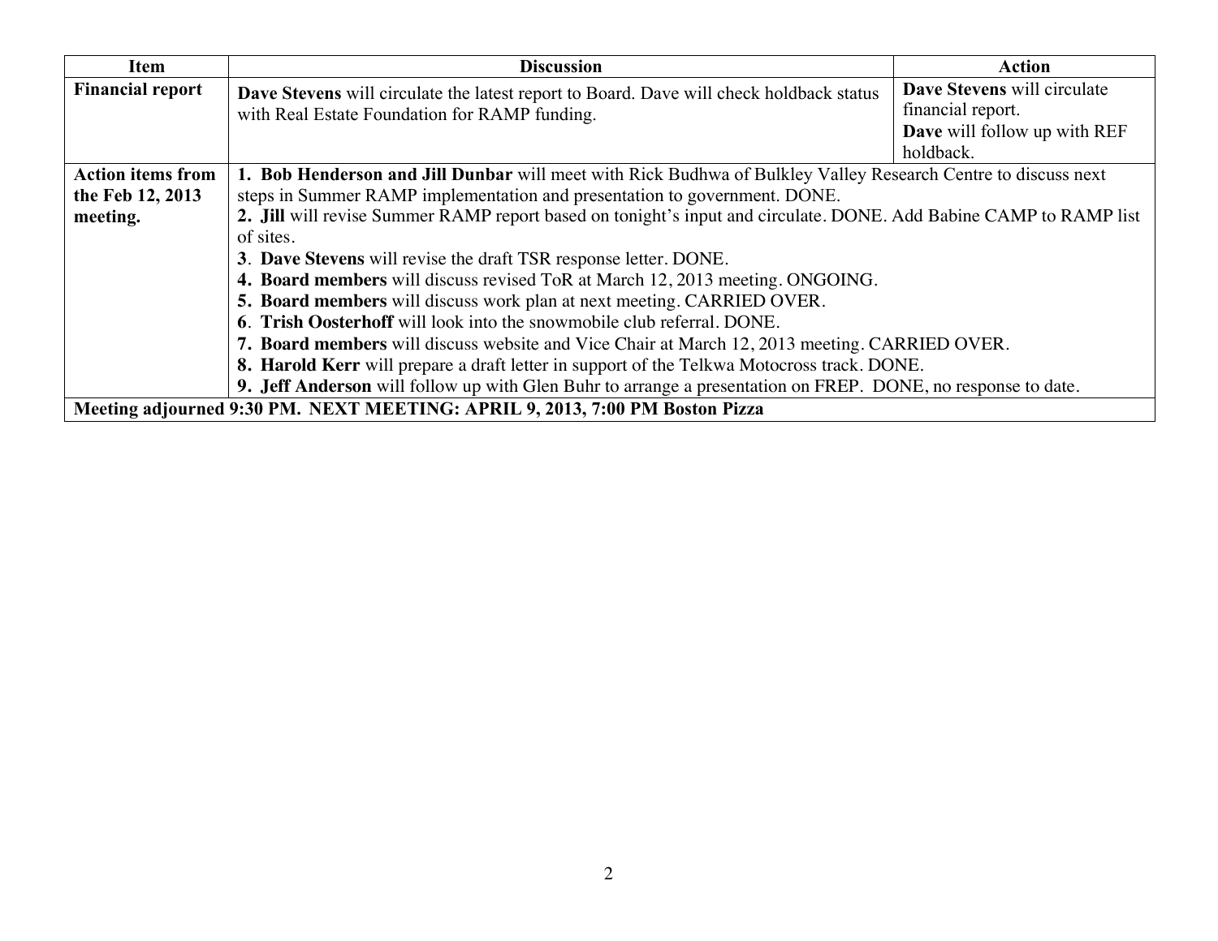| Item | Discussion | Action |
|---|---|---|
| **Financial report** | **Dave Stevens** will circulate the latest report to Board. Dave will check holdback status with Real Estate Foundation for RAMP funding. | **Dave Stevens** will circulate financial report.<br>**Dave** will follow up with REF holdback. |
| **Action items from the Feb 12, 2013 meeting.** | **1. Bob Henderson and Jill Dunbar** will meet with Rick Budhwa of Bulkley Valley Research Centre to discuss next steps in Summer RAMP implementation and presentation to government. DONE.<br>**2. Jill** will revise Summer RAMP report based on tonight's input and circulate. DONE. Add Babine CAMP to RAMP list of sites.<br>**3**. **Dave Stevens** will revise the draft TSR response letter. DONE.<br>**4. Board members** will discuss revised ToR at March 12, 2013 meeting. ONGOING.<br>**5. Board members** will discuss work plan at next meeting. CARRIED OVER.<br>**6**. **Trish Oosterhoff** will look into the snowmobile club referral. DONE.<br>**7. Board members** will discuss website and Vice Chair at March 12, 2013 meeting. CARRIED OVER.<br>**8. Harold Kerr** will prepare a draft letter in support of the Telkwa Motocross track. DONE.<br>**9. Jeff Anderson** will follow up with Glen Buhr to arrange a presentation on FREP. DONE, no response to date. | |
| **Meeting adjourned 9:30 PM. NEXT MEETING: APRIL 9, 2013, 7:00 PM Boston Pizza** | | |